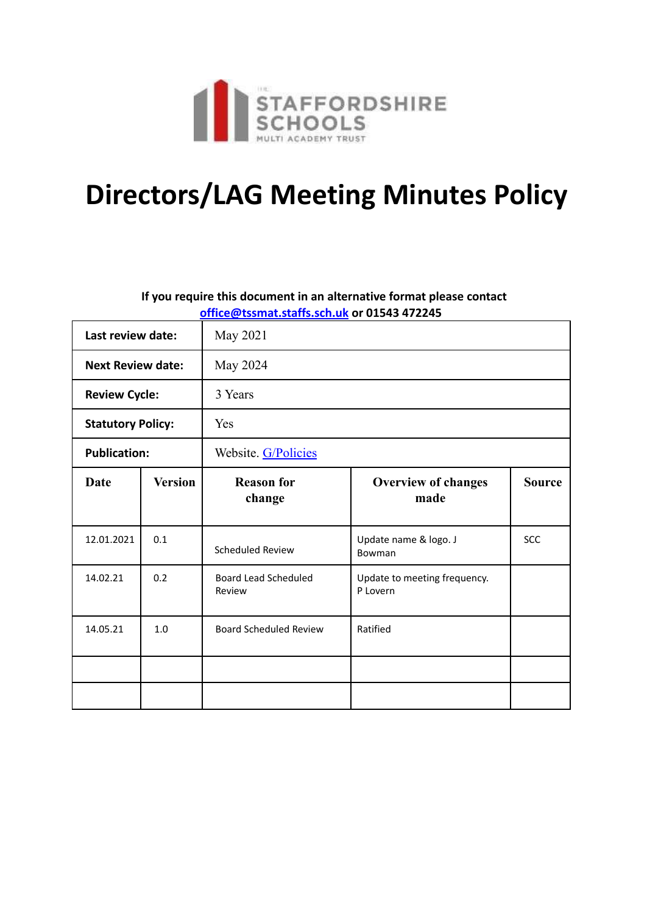THE STAFFORDSHIRE SCHOOLS MULTI ACADEMY TRUST

# Directors/LAG Meeting Minutes Policy

**If you require this document in an alternative format please contact [office@tssmat.staffs.sch.uk](mailto:office@tssmat.staffs.sch.uk) or 01543 472245**

| | |
|---|---|
| **Last review date:** | May 2021 |
| **Next Review date:** | May 2024 |
| **Review Cycle:** | 3 Years |
| **Statutory Policy:** | Yes |
| **Publication:** | Website. G/Policies |

| Date | Version | Reason for change | Overview of changes made | Source |
|---|---|---|---|---|
| 12.01.2021 | 0.1 | Scheduled Review | Update name & logo. J Bowman | SCC |
| 14.02.21 | 0.2 | Board Lead Scheduled Review | Update to meeting frequency. P Lovern | |
| 14.05.21 | 1.0 | Board Scheduled Review | Ratified | |
| | | | | |
| | | | | |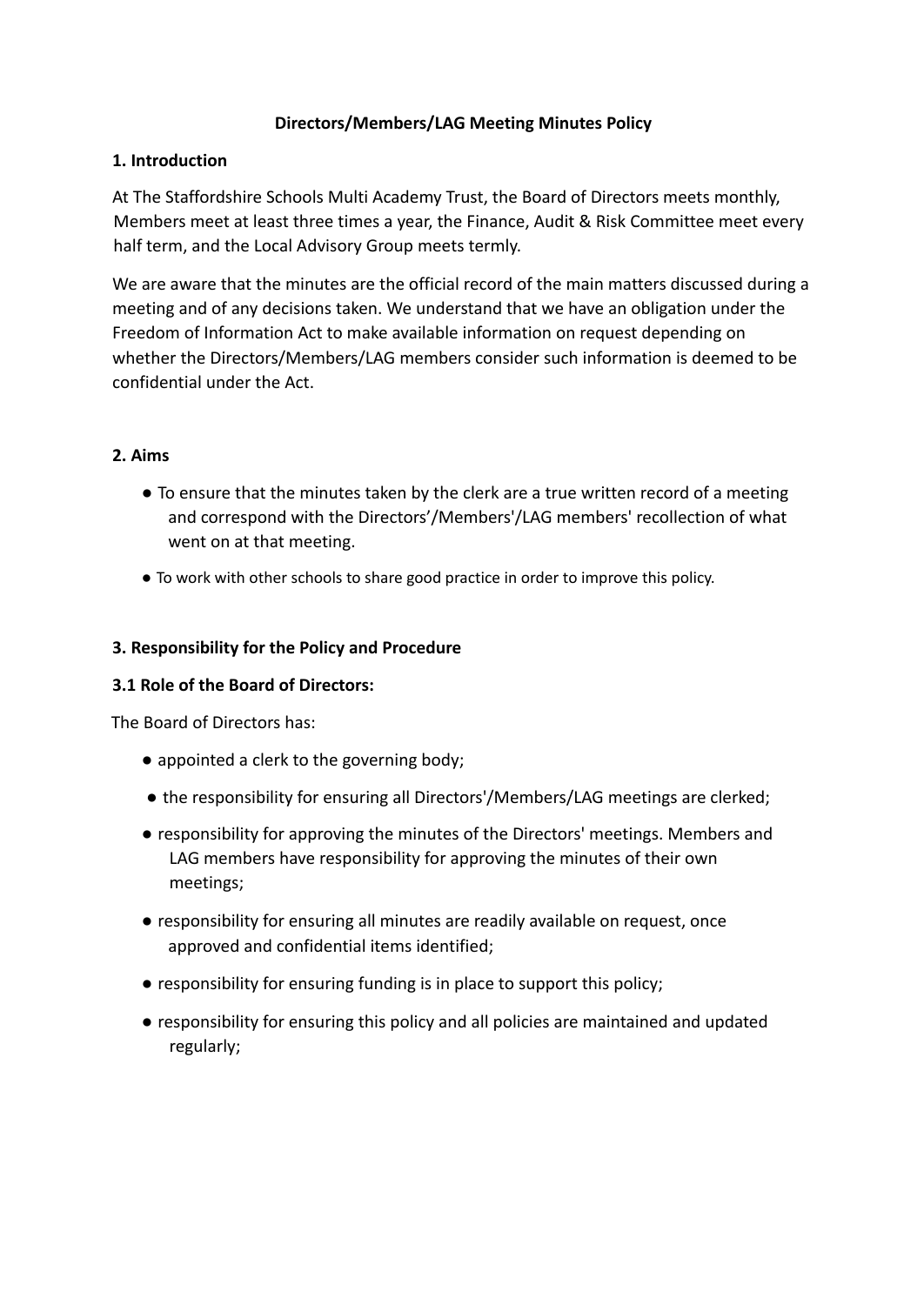**Directors/Members/LAG Meeting Minutes Policy**

## 1. Introduction

At The Staffordshire Schools Multi Academy Trust, the Board of Directors meets monthly, Members meet at least three times a year, the Finance, Audit & Risk Committee meet every half term, and the Local Advisory Group meets termly.

We are aware that the minutes are the official record of the main matters discussed during a meeting and of any decisions taken. We understand that we have an obligation under the Freedom of Information Act to make available information on request depending on whether the Directors/Members/LAG members consider such information is deemed to be confidential under the Act.

## 2. Aims

- To ensure that the minutes taken by the clerk are a true written record of a meeting and correspond with the Directors'/Members'/LAG members' recollection of what went on at that meeting.
- To work with other schools to share good practice in order to improve this policy.

## 3. Responsibility for the Policy and Procedure

### 3.1 Role of the Board of Directors:

The Board of Directors has:

- appointed a clerk to the governing body;
- the responsibility for ensuring all Directors'/Members/LAG meetings are clerked;
- responsibility for approving the minutes of the Directors' meetings. Members and LAG members have responsibility for approving the minutes of their own meetings;
- responsibility for ensuring all minutes are readily available on request, once approved and confidential items identified;
- responsibility for ensuring funding is in place to support this policy;
- responsibility for ensuring this policy and all policies are maintained and updated regularly;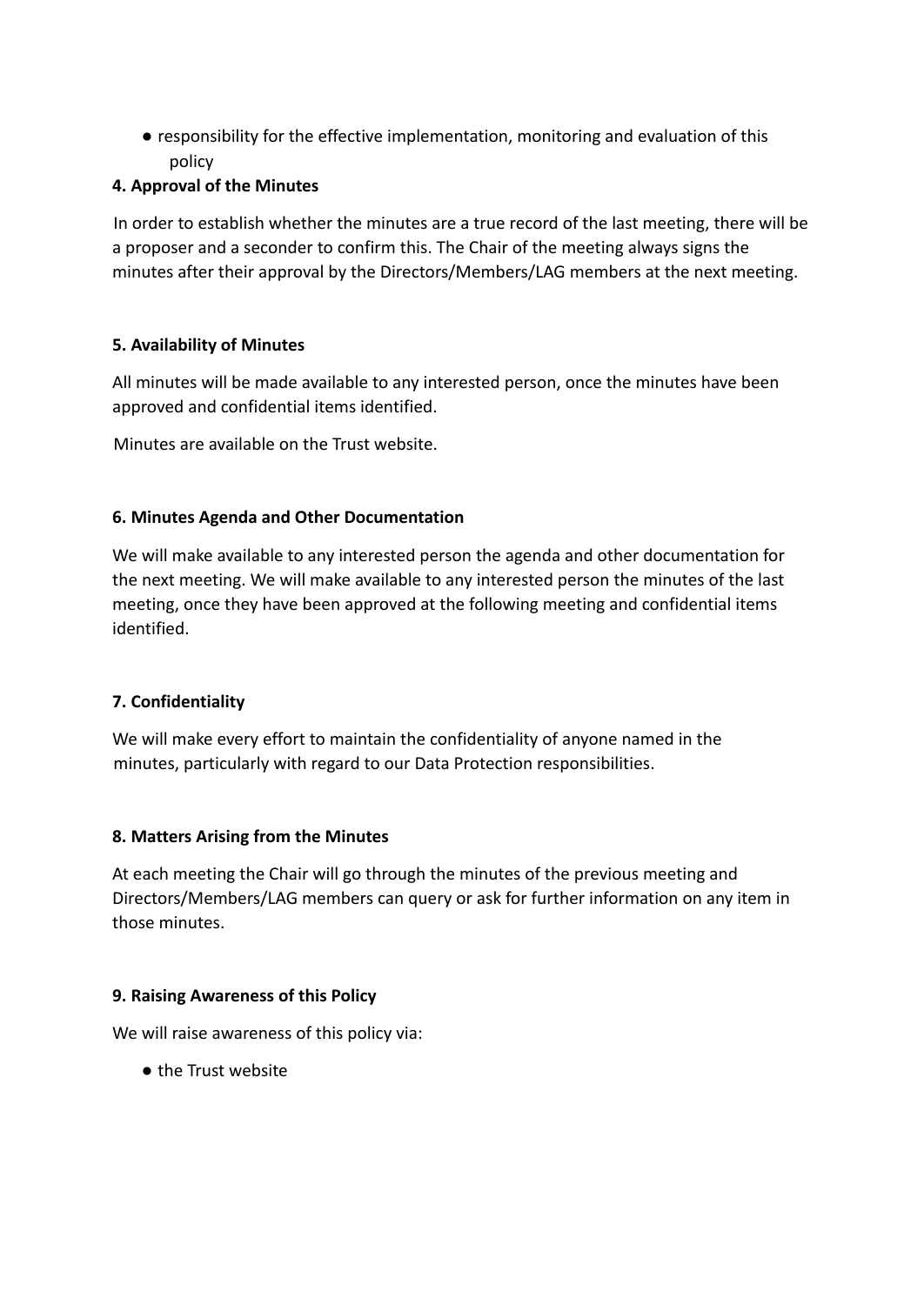- responsibility for the effective implementation, monitoring and evaluation of this policy

**4. Approval of the Minutes**

In order to establish whether the minutes are a true record of the last meeting, there will be a proposer and a seconder to confirm this. The Chair of the meeting always signs the minutes after their approval by the Directors/Members/LAG members at the next meeting.

**5. Availability of Minutes**

All minutes will be made available to any interested person, once the minutes have been approved and confidential items identified.

Minutes are available on the Trust website.

**6. Minutes Agenda and Other Documentation**

We will make available to any interested person the agenda and other documentation for the next meeting. We will make available to any interested person the minutes of the last meeting, once they have been approved at the following meeting and confidential items identified.

**7. Confidentiality**

We will make every effort to maintain the confidentiality of anyone named in the minutes, particularly with regard to our Data Protection responsibilities.

**8. Matters Arising from the Minutes**

At each meeting the Chair will go through the minutes of the previous meeting and Directors/Members/LAG members can query or ask for further information on any item in those minutes.

**9. Raising Awareness of this Policy**

We will raise awareness of this policy via:

- the Trust website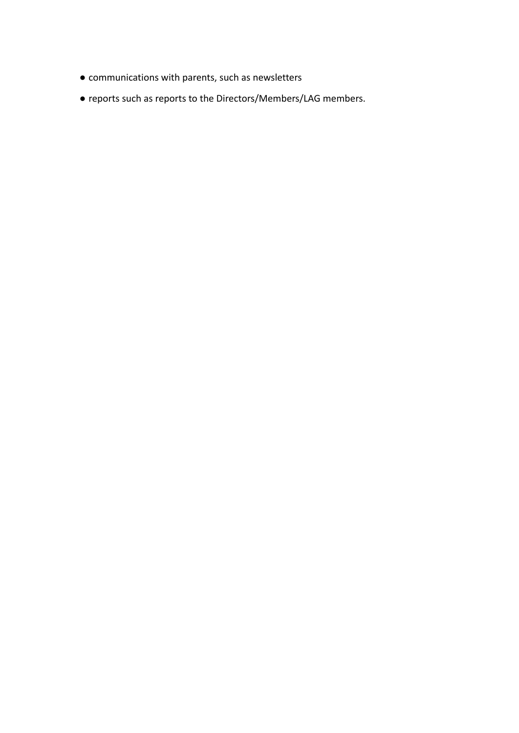- communications with parents, such as newsletters
- reports such as reports to the Directors/Members/LAG members.